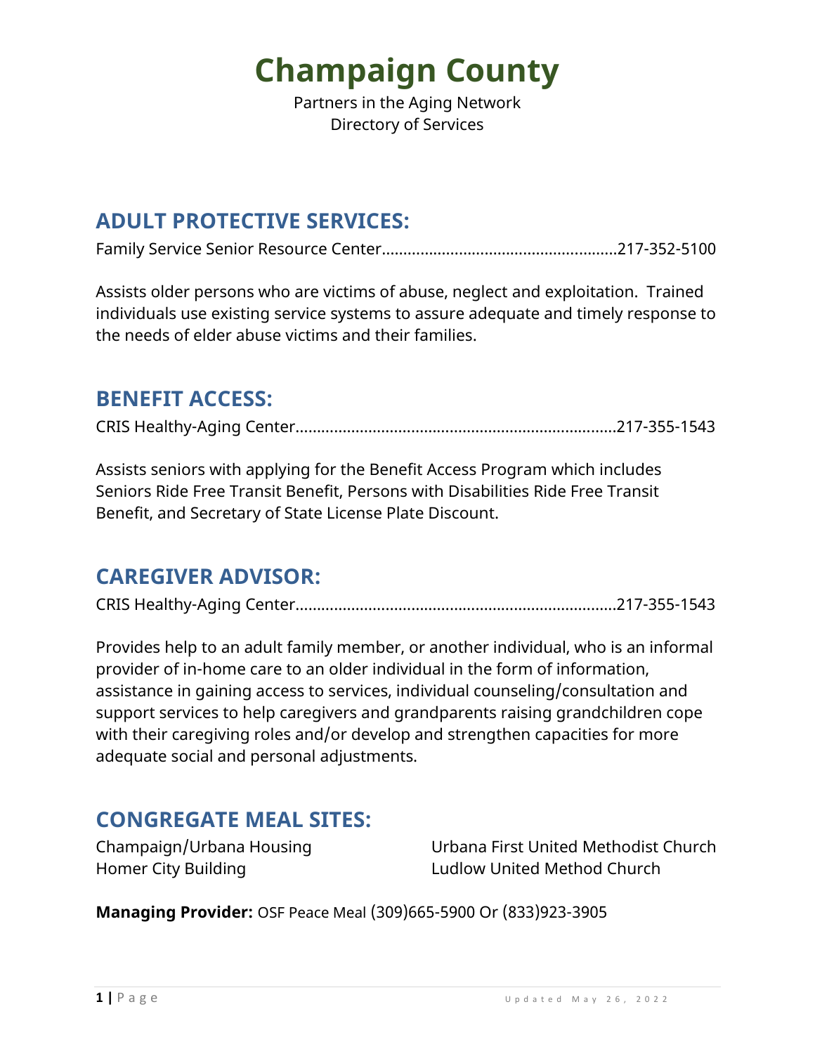# Champaign County

Partners in the Aging Network
Directory of Services

## ADULT PROTECTIVE SERVICES:

Family Service Senior Resource Center......................................................217-352-5100

Assists older persons who are victims of abuse, neglect and exploitation. Trained individuals use existing service systems to assure adequate and timely response to the needs of elder abuse victims and their families.

## BENEFIT ACCESS:

CRIS Healthy-Aging Center..........................................................................217-355-1543

Assists seniors with applying for the Benefit Access Program which includes Seniors Ride Free Transit Benefit, Persons with Disabilities Ride Free Transit Benefit, and Secretary of State License Plate Discount.

## CAREGIVER ADVISOR:

CRIS Healthy-Aging Center..........................................................................217-355-1543

Provides help to an adult family member, or another individual, who is an informal provider of in-home care to an older individual in the form of information, assistance in gaining access to services, individual counseling/consultation and support services to help caregivers and grandparents raising grandchildren cope with their caregiving roles and/or develop and strengthen capacities for more adequate social and personal adjustments.

## CONGREGATE MEAL SITES:

Champaign/Urbana Housing
Homer City Building
Urbana First United Methodist Church
Ludlow United Method Church

**Managing Provider:** OSF Peace Meal (309)665-5900 Or (833)923-3905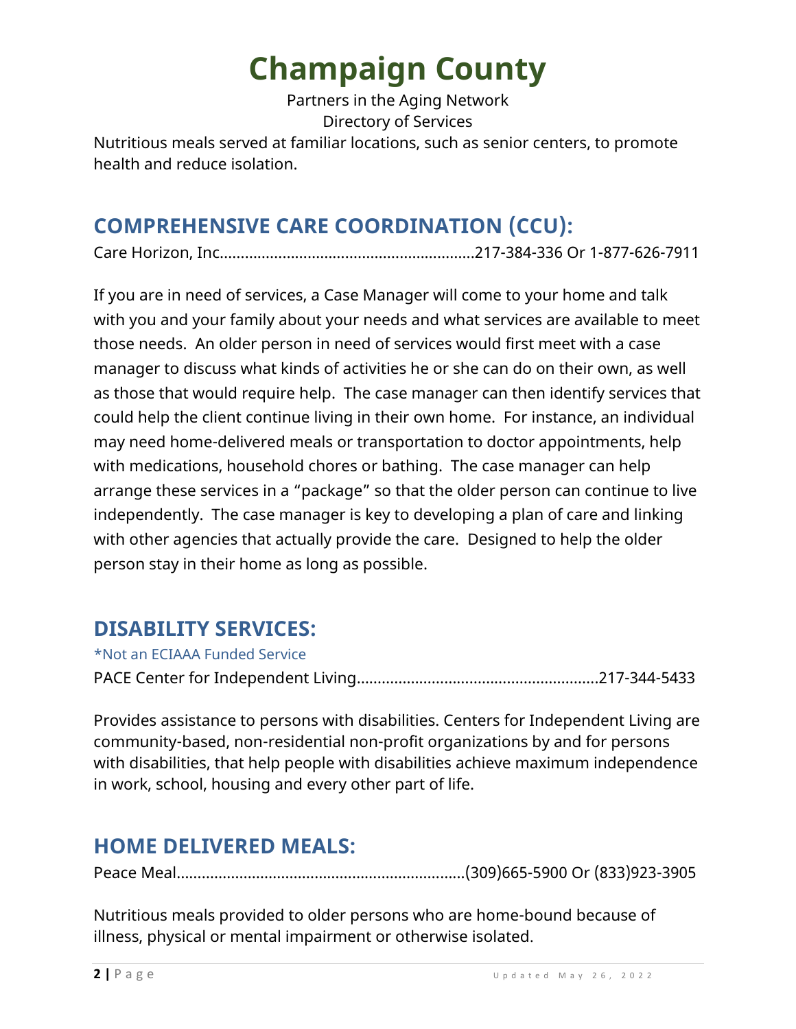# Champaign County

Partners in the Aging Network
Directory of Services

Nutritious meals served at familiar locations, such as senior centers, to promote health and reduce isolation.

## COMPREHENSIVE CARE COORDINATION (CCU):

Care Horizon, Inc.............................................................217-384-336 Or 1-877-626-7911

If you are in need of services, a Case Manager will come to your home and talk with you and your family about your needs and what services are available to meet those needs. An older person in need of services would first meet with a case manager to discuss what kinds of activities he or she can do on their own, as well as those that would require help. The case manager can then identify services that could help the client continue living in their own home. For instance, an individual may need home-delivered meals or transportation to doctor appointments, help with medications, household chores or bathing. The case manager can help arrange these services in a "package" so that the older person can continue to live independently. The case manager is key to developing a plan of care and linking with other agencies that actually provide the care. Designed to help the older person stay in their home as long as possible.

## DISABILITY SERVICES:

*Not an ECIAAA Funded Service

PACE Center for Independent Living.........................................................217-344-5433

Provides assistance to persons with disabilities. Centers for Independent Living are community-based, non-residential non-profit organizations by and for persons with disabilities, that help people with disabilities achieve maximum independence in work, school, housing and every other part of life.

## HOME DELIVERED MEALS:

Peace Meal....................................................................(309)665-5900 Or (833)923-3905

Nutritious meals provided to older persons who are home-bound because of illness, physical or mental impairment or otherwise isolated.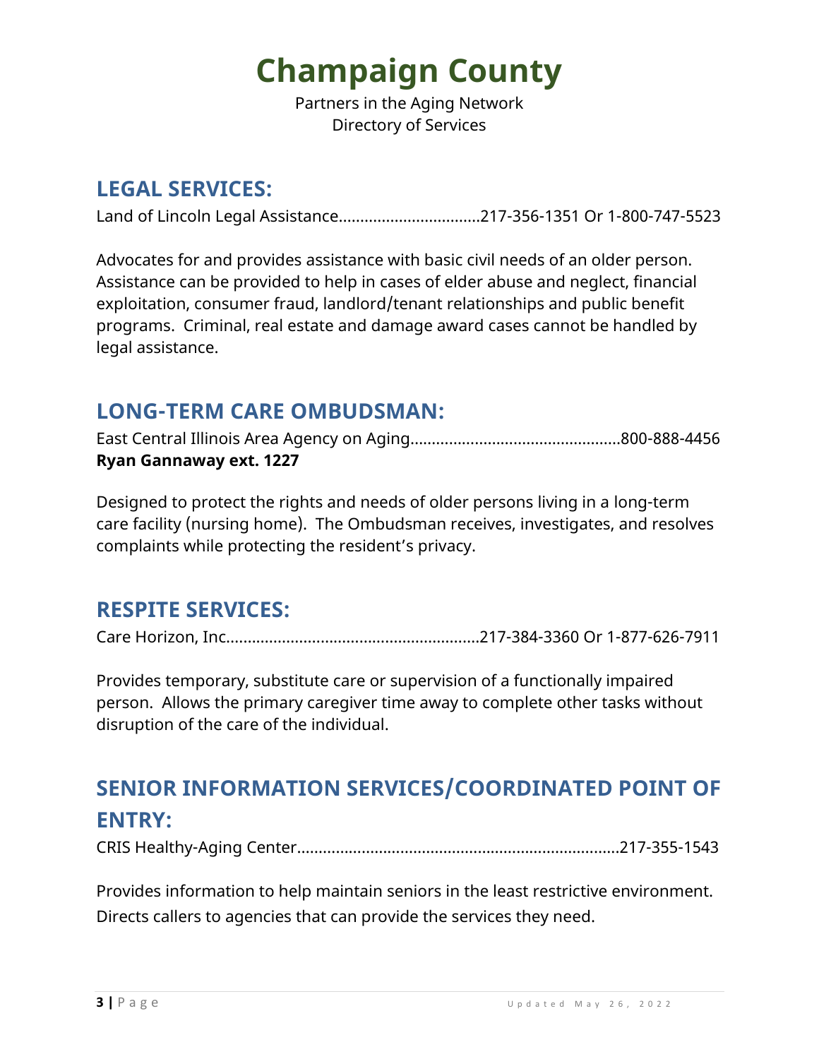# Champaign County

Partners in the Aging Network
Directory of Services

## LEGAL SERVICES:

Land of Lincoln Legal Assistance.................................217-356-1351 Or 1-800-747-5523

Advocates for and provides assistance with basic civil needs of an older person. Assistance can be provided to help in cases of elder abuse and neglect, financial exploitation, consumer fraud, landlord/tenant relationships and public benefit programs. Criminal, real estate and damage award cases cannot be handled by legal assistance.

## LONG-TERM CARE OMBUDSMAN:

East Central Illinois Area Agency on Aging.................................................800-888-4456
**Ryan Gannaway ext. 1227**

Designed to protect the rights and needs of older persons living in a long-term care facility (nursing home). The Ombudsman receives, investigates, and resolves complaints while protecting the resident's privacy.

## RESPITE SERVICES:

Care Horizon, Inc...........................................................217-384-3360 Or 1-877-626-7911

Provides temporary, substitute care or supervision of a functionally impaired person. Allows the primary caregiver time away to complete other tasks without disruption of the care of the individual.

## SENIOR INFORMATION SERVICES/COORDINATED POINT OF ENTRY:

CRIS Healthy-Aging Center..........................................................................217-355-1543

Provides information to help maintain seniors in the least restrictive environment. Directs callers to agencies that can provide the services they need.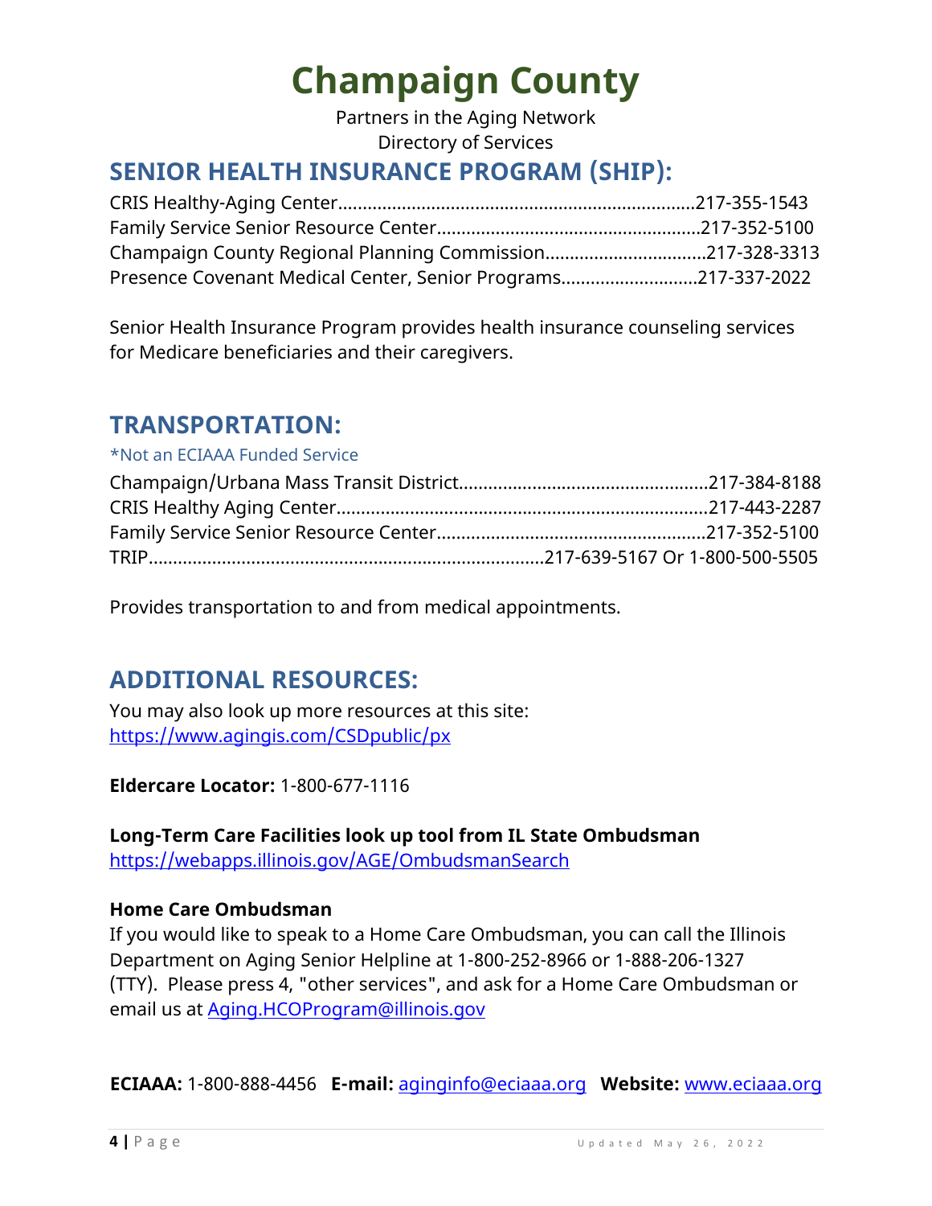# Champaign County

Partners in the Aging Network
Directory of Services

## SENIOR HEALTH INSURANCE PROGRAM (SHIP):

CRIS Healthy-Aging Center........................................................................217-355-1543
Family Service Senior Resource Center.....................................................217-352-5100
Champaign County Regional Planning Commission.................................217-328-3313
Presence Covenant Medical Center, Senior Programs............................217-337-2022

Senior Health Insurance Program provides health insurance counseling services for Medicare beneficiaries and their caregivers.

## TRANSPORTATION:

*Not an ECIAAA Funded Service

Champaign/Urbana Mass Transit District..................................................217-384-8188
CRIS Healthy Aging Center..........................................................................217-443-2287
Family Service Senior Resource Center......................................................217-352-5100
TRIP...............................................................................217-639-5167 Or 1-800-500-5505

Provides transportation to and from medical appointments.

## ADDITIONAL RESOURCES:

You may also look up more resources at this site:
https://www.agingis.com/CSDpublic/px

**Eldercare Locator:** 1-800-677-1116

**Long-Term Care Facilities look up tool from IL State Ombudsman**
https://webapps.illinois.gov/AGE/OmbudsmanSearch

**Home Care Ombudsman**
If you would like to speak to a Home Care Ombudsman, you can call the Illinois Department on Aging Senior Helpline at 1-800-252-8966 or 1-888-206-1327 (TTY). Please press 4, "other services", and ask for a Home Care Ombudsman or email us at Aging.HCOProgram@illinois.gov

**ECIAAA:** 1-800-888-4456 **E-mail:** aginginfo@eciaaa.org **Website:** www.eciaaa.org

Updated May 26, 2022